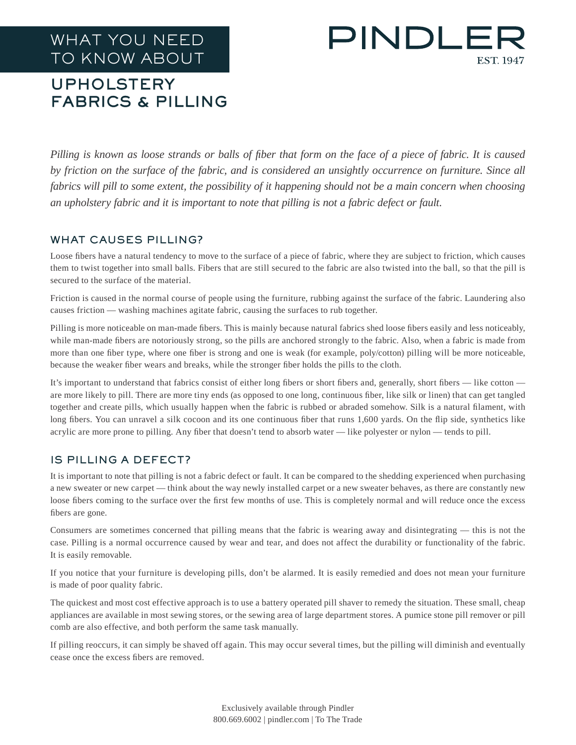# WHAT YOU NEED TO KNOW ABOUT

# UPHOLSTERY FABRICS & PILLING

PINDLER
EST. 1947

*Pilling is known as loose strands or balls of fiber that form on the face of a piece of fabric. It is caused by friction on the surface of the fabric, and is considered an unsightly occurrence on furniture. Since all fabrics will pill to some extent, the possibility of it happening should not be a main concern when choosing an upholstery fabric and it is important to note that pilling is not a fabric defect or fault.*

## WHAT CAUSES PILLING?

Loose fibers have a natural tendency to move to the surface of a piece of fabric, where they are subject to friction, which causes them to twist together into small balls. Fibers that are still secured to the fabric are also twisted into the ball, so that the pill is secured to the surface of the material.

Friction is caused in the normal course of people using the furniture, rubbing against the surface of the fabric. Laundering also causes friction — washing machines agitate fabric, causing the surfaces to rub together.

Pilling is more noticeable on man-made fibers. This is mainly because natural fabrics shed loose fibers easily and less noticeably, while man-made fibers are notoriously strong, so the pills are anchored strongly to the fabric. Also, when a fabric is made from more than one fiber type, where one fiber is strong and one is weak (for example, poly/cotton) pilling will be more noticeable, because the weaker fiber wears and breaks, while the stronger fiber holds the pills to the cloth.

It's important to understand that fabrics consist of either long fibers or short fibers and, generally, short fibers — like cotton — are more likely to pill. There are more tiny ends (as opposed to one long, continuous fiber, like silk or linen) that can get tangled together and create pills, which usually happen when the fabric is rubbed or abraded somehow. Silk is a natural filament, with long fibers. You can unravel a silk cocoon and its one continuous fiber that runs 1,600 yards. On the flip side, synthetics like acrylic are more prone to pilling. Any fiber that doesn't tend to absorb water — like polyester or nylon — tends to pill.

## IS PILLING A DEFECT?

It is important to note that pilling is not a fabric defect or fault. It can be compared to the shedding experienced when purchasing a new sweater or new carpet — think about the way newly installed carpet or a new sweater behaves, as there are constantly new loose fibers coming to the surface over the first few months of use. This is completely normal and will reduce once the excess fibers are gone.

Consumers are sometimes concerned that pilling means that the fabric is wearing away and disintegrating — this is not the case. Pilling is a normal occurrence caused by wear and tear, and does not affect the durability or functionality of the fabric. It is easily removable.

If you notice that your furniture is developing pills, don't be alarmed. It is easily remedied and does not mean your furniture is made of poor quality fabric.

The quickest and most cost effective approach is to use a battery operated pill shaver to remedy the situation. These small, cheap appliances are available in most sewing stores, or the sewing area of large department stores. A pumice stone pill remover or pill comb are also effective, and both perform the same task manually.

If pilling reoccurs, it can simply be shaved off again. This may occur several times, but the pilling will diminish and eventually cease once the excess fibers are removed.

Exclusively available through Pindler
800.669.6002 | pindler.com | To The Trade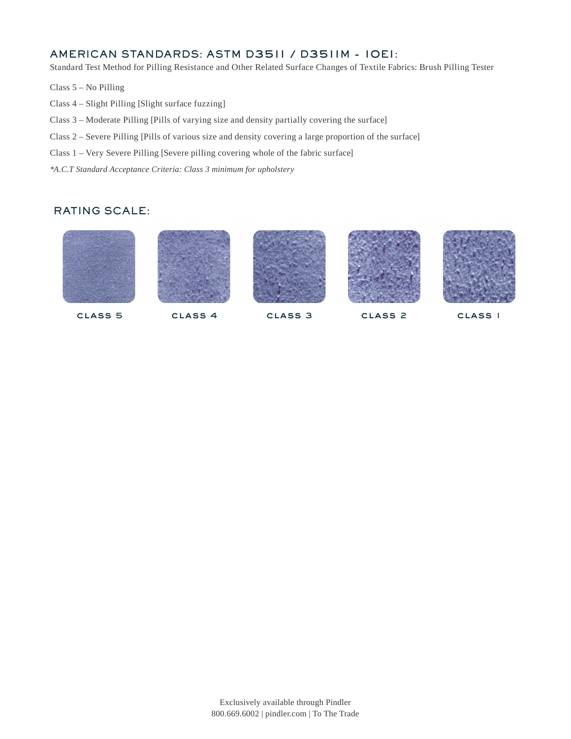## AMERICAN STANDARDS: ASTM D3511 / D3511M - 10E1:

Standard Test Method for Pilling Resistance and Other Related Surface Changes of Textile Fabrics: Brush Pilling Tester

Class 5 – No Pilling

Class 4 – Slight Pilling [Slight surface fuzzing]

Class 3 – Moderate Pilling [Pills of varying size and density partially covering the surface]

Class 2 – Severe Pilling [Pills of various size and density covering a large proportion of the surface]

Class 1 – Very Severe Pilling [Severe pilling covering whole of the fabric surface]

*\*A.C.T Standard Acceptance Criteria: Class 3 minimum for upholstery*

## RATING SCALE:

CLASS 5

CLASS 4

CLASS 3

CLASS 2

CLASS 1

Exclusively available through Pindler
800.669.6002 | pindler.com | To The Trade